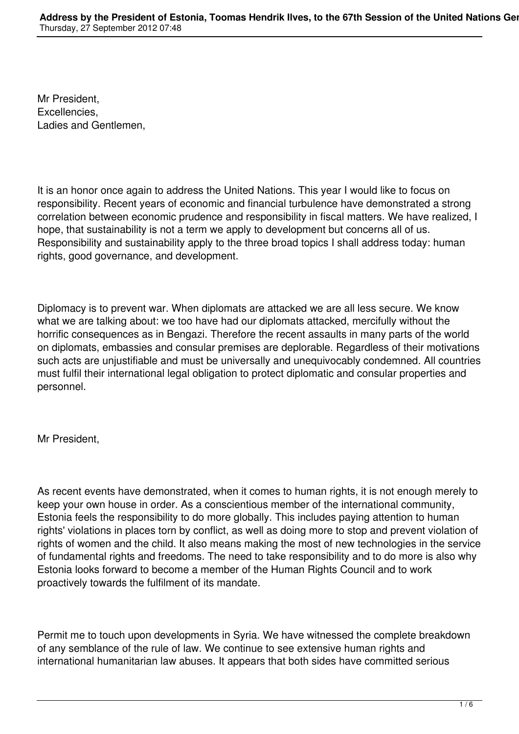Mr President,
Excellencies,
Ladies and Gentlemen,

It is an honor once again to address the United Nations. This year I would like to focus on responsibility. Recent years of economic and financial turbulence have demonstrated a strong correlation between economic prudence and responsibility in fiscal matters. We have realized, I hope, that sustainability is not a term we apply to development but concerns all of us. Responsibility and sustainability apply to the three broad topics I shall address today: human rights, good governance, and development.

Diplomacy is to prevent war. When diplomats are attacked we are all less secure. We know what we are talking about: we too have had our diplomats attacked, mercifully without the horrific consequences as in Bengazi. Therefore the recent assaults in many parts of the world on diplomats, embassies and consular premises are deplorable. Regardless of their motivations such acts are unjustifiable and must be universally and unequivocably condemned. All countries must fulfil their international legal obligation to protect diplomatic and consular properties and personnel.

Mr President,

As recent events have demonstrated, when it comes to human rights, it is not enough merely to keep your own house in order. As a conscientious member of the international community, Estonia feels the responsibility to do more globally. This includes paying attention to human rights' violations in places torn by conflict, as well as doing more to stop and prevent violation of rights of women and the child. It also means making the most of new technologies in the service of fundamental rights and freedoms. The need to take responsibility and to do more is also why Estonia looks forward to become a member of the Human Rights Council and to work proactively towards the fulfilment of its mandate.

Permit me to touch upon developments in Syria. We have witnessed the complete breakdown of any semblance of the rule of law. We continue to see extensive human rights and international humanitarian law abuses. It appears that both sides have committed serious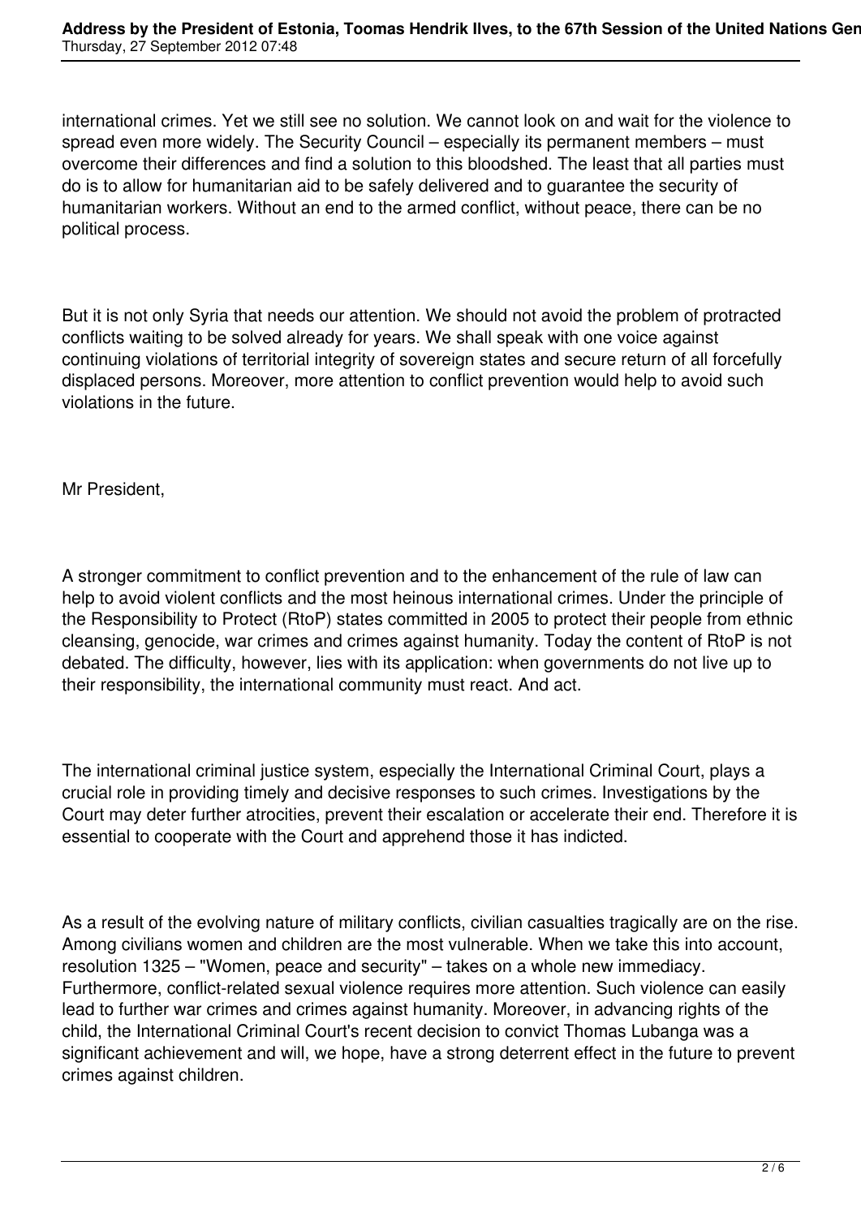international crimes. Yet we still see no solution. We cannot look on and wait for the violence to spread even more widely. The Security Council – especially its permanent members – must overcome their differences and find a solution to this bloodshed. The least that all parties must do is to allow for humanitarian aid to be safely delivered and to guarantee the security of humanitarian workers. Without an end to the armed conflict, without peace, there can be no political process.

But it is not only Syria that needs our attention. We should not avoid the problem of protracted conflicts waiting to be solved already for years. We shall speak with one voice against continuing violations of territorial integrity of sovereign states and secure return of all forcefully displaced persons. Moreover, more attention to conflict prevention would help to avoid such violations in the future.

Mr President,

A stronger commitment to conflict prevention and to the enhancement of the rule of law can help to avoid violent conflicts and the most heinous international crimes. Under the principle of the Responsibility to Protect (RtoP) states committed in 2005 to protect their people from ethnic cleansing, genocide, war crimes and crimes against humanity. Today the content of RtoP is not debated. The difficulty, however, lies with its application: when governments do not live up to their responsibility, the international community must react. And act.

The international criminal justice system, especially the International Criminal Court, plays a crucial role in providing timely and decisive responses to such crimes. Investigations by the Court may deter further atrocities, prevent their escalation or accelerate their end. Therefore it is essential to cooperate with the Court and apprehend those it has indicted.

As a result of the evolving nature of military conflicts, civilian casualties tragically are on the rise. Among civilians women and children are the most vulnerable. When we take this into account, resolution 1325 – "Women, peace and security" – takes on a whole new immediacy. Furthermore, conflict-related sexual violence requires more attention. Such violence can easily lead to further war crimes and crimes against humanity. Moreover, in advancing rights of the child, the International Criminal Court's recent decision to convict Thomas Lubanga was a significant achievement and will, we hope, have a strong deterrent effect in the future to prevent crimes against children.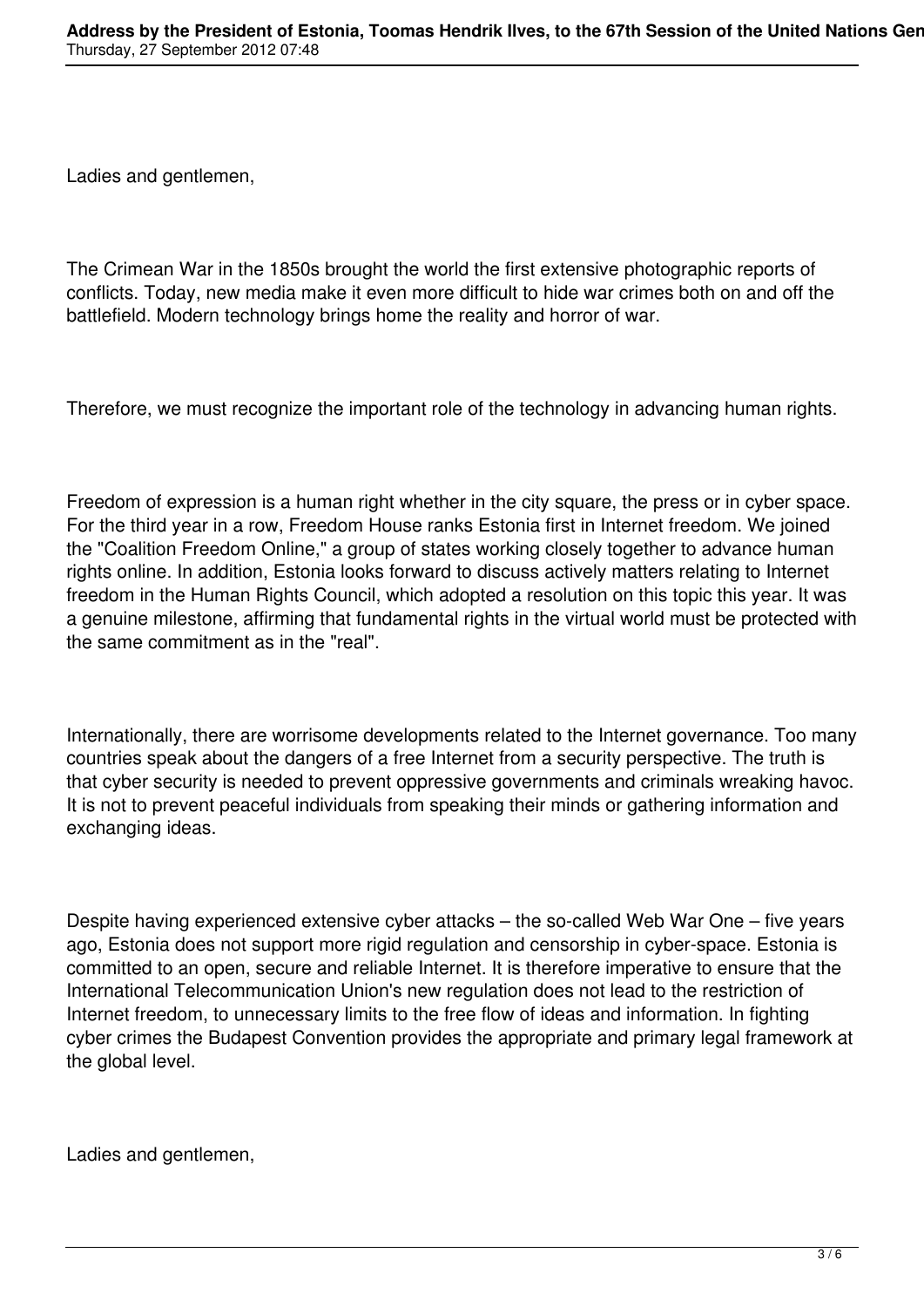Ladies and gentlemen,

The Crimean War in the 1850s brought the world the first extensive photographic reports of conflicts. Today, new media make it even more difficult to hide war crimes both on and off the battlefield. Modern technology brings home the reality and horror of war.

Therefore, we must recognize the important role of the technology in advancing human rights.

Freedom of expression is a human right whether in the city square, the press or in cyber space. For the third year in a row, Freedom House ranks Estonia first in Internet freedom. We joined the "Coalition Freedom Online," a group of states working closely together to advance human rights online. In addition, Estonia looks forward to discuss actively matters relating to Internet freedom in the Human Rights Council, which adopted a resolution on this topic this year. It was a genuine milestone, affirming that fundamental rights in the virtual world must be protected with the same commitment as in the "real".

Internationally, there are worrisome developments related to the Internet governance. Too many countries speak about the dangers of a free Internet from a security perspective. The truth is that cyber security is needed to prevent oppressive governments and criminals wreaking havoc. It is not to prevent peaceful individuals from speaking their minds or gathering information and exchanging ideas.

Despite having experienced extensive cyber attacks – the so-called Web War One – five years ago, Estonia does not support more rigid regulation and censorship in cyber-space. Estonia is committed to an open, secure and reliable Internet. It is therefore imperative to ensure that the International Telecommunication Union's new regulation does not lead to the restriction of Internet freedom, to unnecessary limits to the free flow of ideas and information. In fighting cyber crimes the Budapest Convention provides the appropriate and primary legal framework at the global level.

Ladies and gentlemen,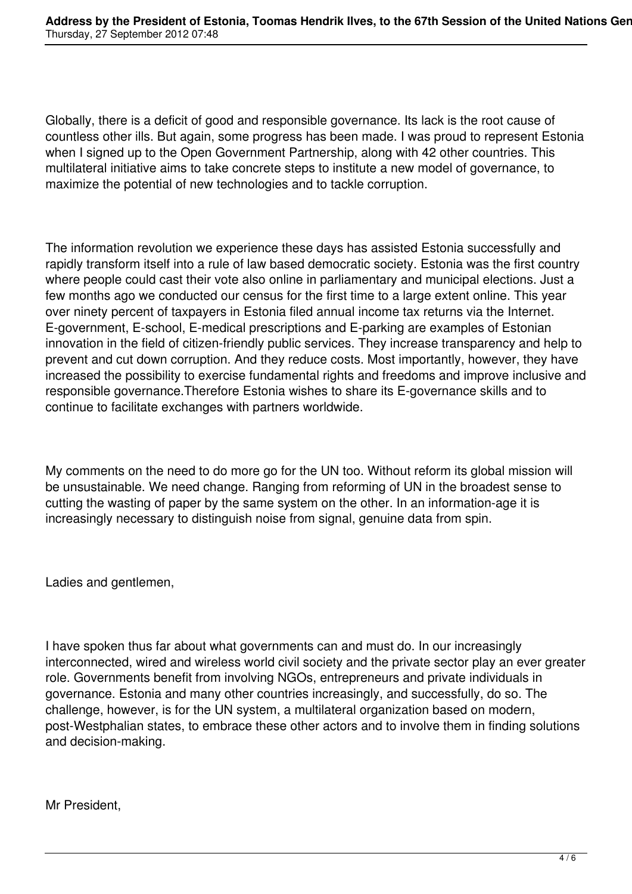Globally, there is a deficit of good and responsible governance. Its lack is the root cause of countless other ills. But again, some progress has been made. I was proud to represent Estonia when I signed up to the Open Government Partnership, along with 42 other countries. This multilateral initiative aims to take concrete steps to institute a new model of governance, to maximize the potential of new technologies and to tackle corruption.

The information revolution we experience these days has assisted Estonia successfully and rapidly transform itself into a rule of law based democratic society. Estonia was the first country where people could cast their vote also online in parliamentary and municipal elections. Just a few months ago we conducted our census for the first time to a large extent online. This year over ninety percent of taxpayers in Estonia filed annual income tax returns via the Internet. E-government, E-school, E-medical prescriptions and E-parking are examples of Estonian innovation in the field of citizen-friendly public services. They increase transparency and help to prevent and cut down corruption. And they reduce costs. Most importantly, however, they have increased the possibility to exercise fundamental rights and freedoms and improve inclusive and responsible governance.Therefore Estonia wishes to share its E-governance skills and to continue to facilitate exchanges with partners worldwide.

My comments on the need to do more go for the UN too. Without reform its global mission will be unsustainable. We need change. Ranging from reforming of UN in the broadest sense to cutting the wasting of paper by the same system on the other. In an information-age it is increasingly necessary to distinguish noise from signal, genuine data from spin.

Ladies and gentlemen,

I have spoken thus far about what governments can and must do. In our increasingly interconnected, wired and wireless world civil society and the private sector play an ever greater role. Governments benefit from involving NGOs, entrepreneurs and private individuals in governance. Estonia and many other countries increasingly, and successfully, do so. The challenge, however, is for the UN system, a multilateral organization based on modern, post-Westphalian states, to embrace these other actors and to involve them in finding solutions and decision-making.

Mr President,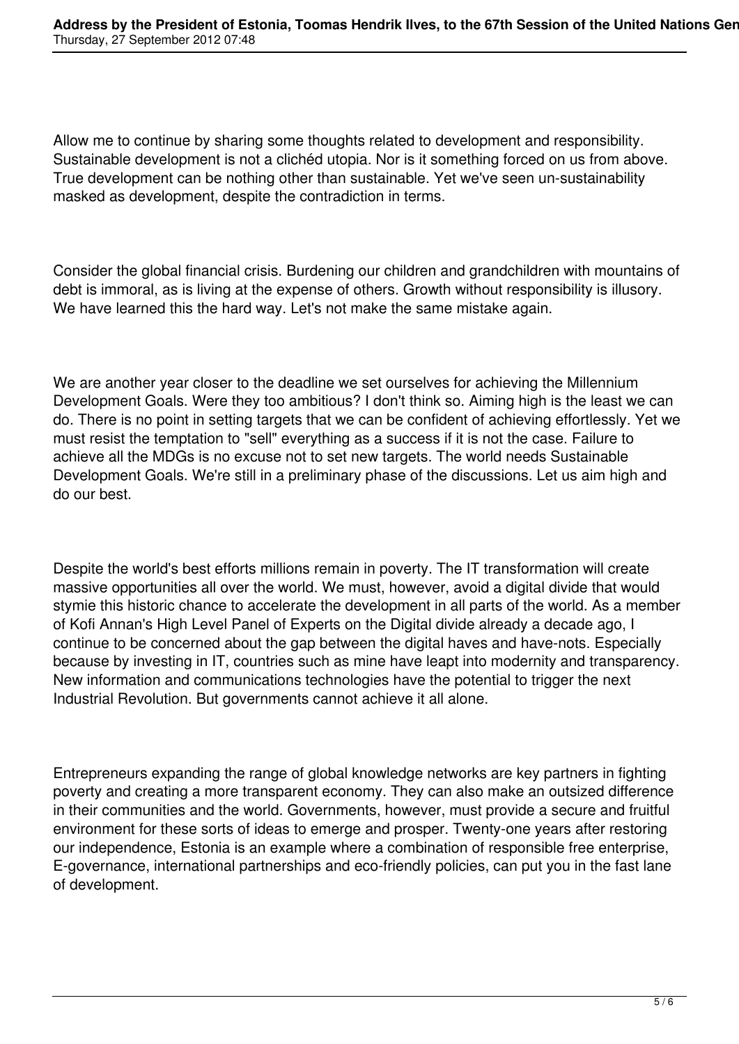Allow me to continue by sharing some thoughts related to development and responsibility. Sustainable development is not a clichéd utopia. Nor is it something forced on us from above. True development can be nothing other than sustainable. Yet we've seen un-sustainability masked as development, despite the contradiction in terms.

Consider the global financial crisis. Burdening our children and grandchildren with mountains of debt is immoral, as is living at the expense of others. Growth without responsibility is illusory. We have learned this the hard way. Let's not make the same mistake again.

We are another year closer to the deadline we set ourselves for achieving the Millennium Development Goals. Were they too ambitious? I don't think so. Aiming high is the least we can do. There is no point in setting targets that we can be confident of achieving effortlessly. Yet we must resist the temptation to "sell" everything as a success if it is not the case. Failure to achieve all the MDGs is no excuse not to set new targets. The world needs Sustainable Development Goals. We're still in a preliminary phase of the discussions. Let us aim high and do our best.

Despite the world's best efforts millions remain in poverty. The IT transformation will create massive opportunities all over the world. We must, however, avoid a digital divide that would stymie this historic chance to accelerate the development in all parts of the world. As a member of Kofi Annan's High Level Panel of Experts on the Digital divide already a decade ago, I continue to be concerned about the gap between the digital haves and have-nots. Especially because by investing in IT, countries such as mine have leapt into modernity and transparency. New information and communications technologies have the potential to trigger the next Industrial Revolution. But governments cannot achieve it all alone.

Entrepreneurs expanding the range of global knowledge networks are key partners in fighting poverty and creating a more transparent economy. They can also make an outsized difference in their communities and the world. Governments, however, must provide a secure and fruitful environment for these sorts of ideas to emerge and prosper. Twenty-one years after restoring our independence, Estonia is an example where a combination of responsible free enterprise, E-governance, international partnerships and eco-friendly policies, can put you in the fast lane of development.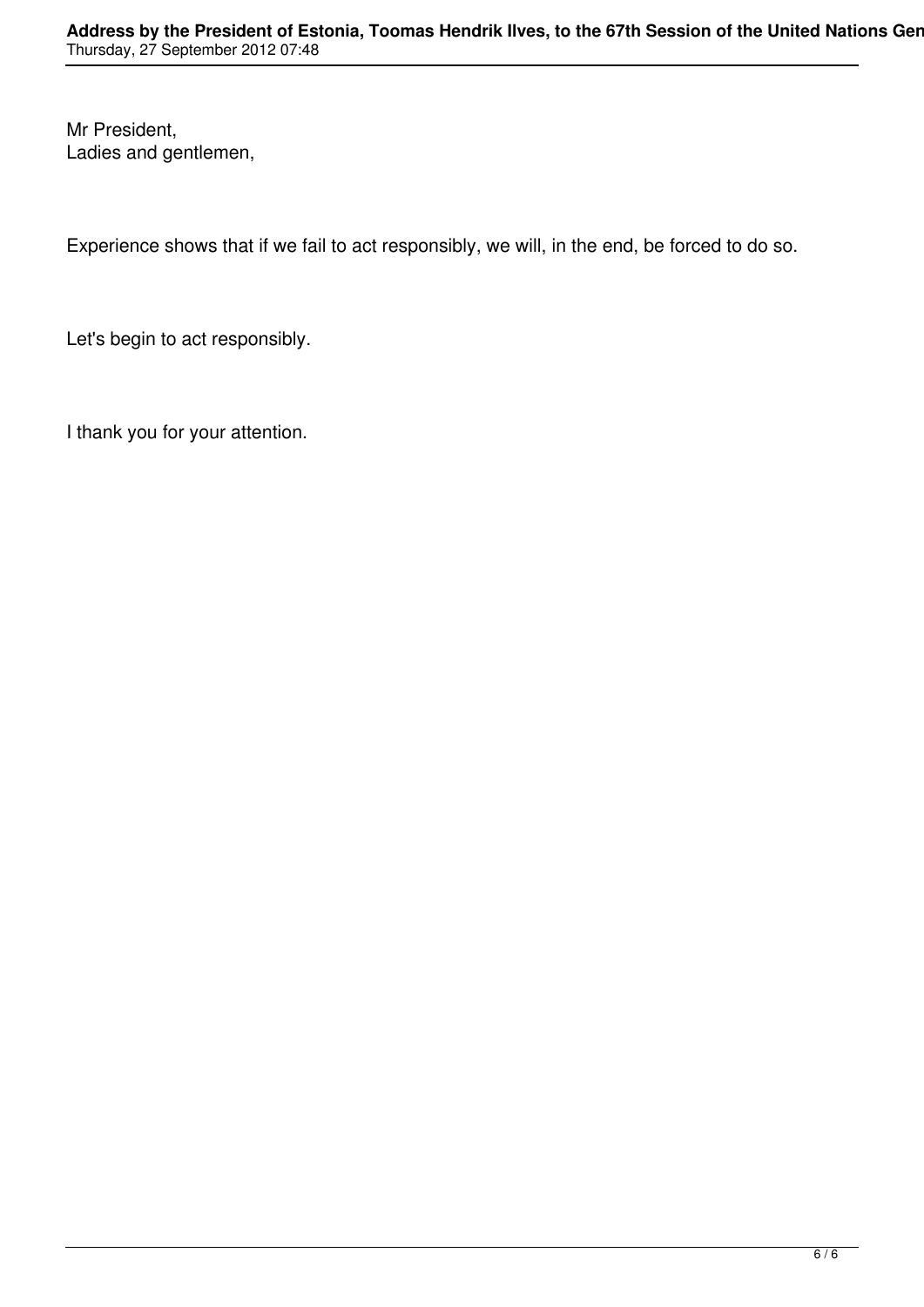Mr President,
Ladies and gentlemen,

Experience shows that if we fail to act responsibly, we will, in the end, be forced to do so.

Let's begin to act responsibly.

I thank you for your attention.